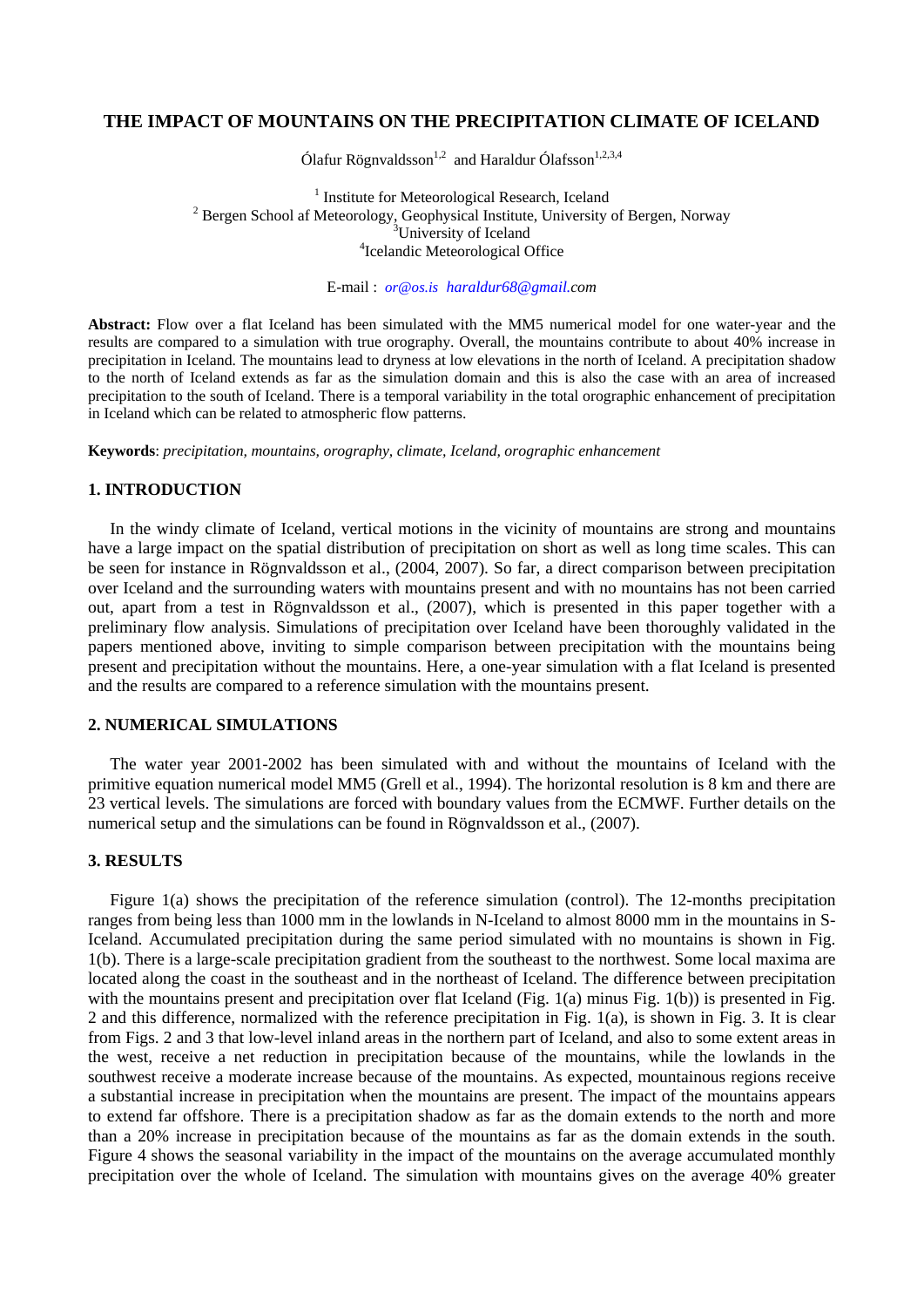# THE IMPACT OF MOUNTAINS ON THE PRECIPITATION CLIMATE OF ICELAND

Ólafur Rögnvaldsson[1,2] and Haraldur Ólafsson[1,2,3,4]

[1] Institute for Meteorological Research, Iceland
[2] Bergen School af Meteorology, Geophysical Institute, University of Bergen, Norway
[3] University of Iceland
[4] Icelandic Meteorological Office

E-mail : *or@os.is haraldur68@gmail.com*

**Abstract:** Flow over a flat Iceland has been simulated with the MM5 numerical model for one water-year and the results are compared to a simulation with true orography. Overall, the mountains contribute to about 40% increase in precipitation in Iceland. The mountains lead to dryness at low elevations in the north of Iceland. A precipitation shadow to the north of Iceland extends as far as the simulation domain and this is also the case with an area of increased precipitation to the south of Iceland. There is a temporal variability in the total orographic enhancement of precipitation in Iceland which can be related to atmospheric flow patterns.

**Keywords**: *precipitation, mountains, orography, climate, Iceland, orographic enhancement*

## 1. INTRODUCTION

In the windy climate of Iceland, vertical motions in the vicinity of mountains are strong and mountains have a large impact on the spatial distribution of precipitation on short as well as long time scales. This can be seen for instance in Rögnvaldsson et al., (2004, 2007). So far, a direct comparison between precipitation over Iceland and the surrounding waters with mountains present and with no mountains has not been carried out, apart from a test in Rögnvaldsson et al., (2007), which is presented in this paper together with a preliminary flow analysis. Simulations of precipitation over Iceland have been thoroughly validated in the papers mentioned above, inviting to simple comparison between precipitation with the mountains being present and precipitation without the mountains. Here, a one-year simulation with a flat Iceland is presented and the results are compared to a reference simulation with the mountains present.

## 2. NUMERICAL SIMULATIONS

The water year 2001-2002 has been simulated with and without the mountains of Iceland with the primitive equation numerical model MM5 (Grell et al., 1994). The horizontal resolution is 8 km and there are 23 vertical levels. The simulations are forced with boundary values from the ECMWF. Further details on the numerical setup and the simulations can be found in Rögnvaldsson et al., (2007).

## 3. RESULTS

Figure 1(a) shows the precipitation of the reference simulation (control). The 12-months precipitation ranges from being less than 1000 mm in the lowlands in N-Iceland to almost 8000 mm in the mountains in S-Iceland. Accumulated precipitation during the same period simulated with no mountains is shown in Fig. 1(b). There is a large-scale precipitation gradient from the southeast to the northwest. Some local maxima are located along the coast in the southeast and in the northeast of Iceland. The difference between precipitation with the mountains present and precipitation over flat Iceland (Fig. 1(a) minus Fig. 1(b)) is presented in Fig. 2 and this difference, normalized with the reference precipitation in Fig. 1(a), is shown in Fig. 3. It is clear from Figs. 2 and 3 that low-level inland areas in the northern part of Iceland, and also to some extent areas in the west, receive a net reduction in precipitation because of the mountains, while the lowlands in the southwest receive a moderate increase because of the mountains. As expected, mountainous regions receive a substantial increase in precipitation when the mountains are present. The impact of the mountains appears to extend far offshore. There is a precipitation shadow as far as the domain extends to the north and more than a 20% increase in precipitation because of the mountains as far as the domain extends in the south. Figure 4 shows the seasonal variability in the impact of the mountains on the average accumulated monthly precipitation over the whole of Iceland. The simulation with mountains gives on the average 40% greater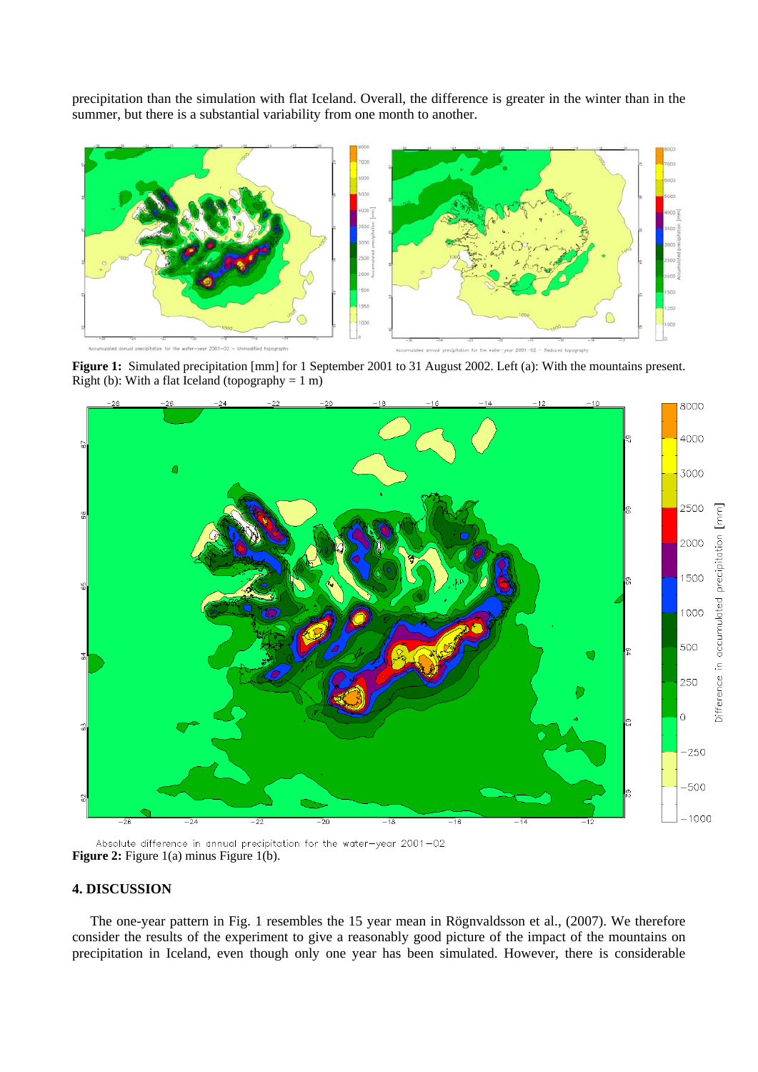precipitation than the simulation with flat Iceland. Overall, the difference is greater in the winter than in the summer, but there is a substantial variability from one month to another.

**Figure 1:** Simulated precipitation [mm] for 1 September 2001 to 31 August 2002. Left (a): With the mountains present. Right (b): With a flat Iceland (topography = 1 m)

**Figure 2:** Figure 1(a) minus Figure 1(b).

## 4. DISCUSSION

The one-year pattern in Fig. 1 resembles the 15 year mean in Rögnvaldsson et al., (2007). We therefore consider the results of the experiment to give a reasonably good picture of the impact of the mountains on precipitation in Iceland, even though only one year has been simulated. However, there is considerable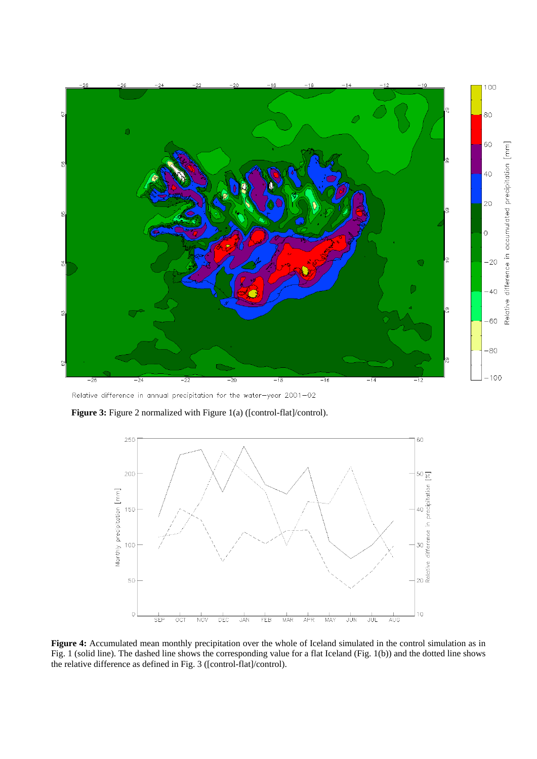**Figure 3:** Figure 2 normalized with Figure 1(a) ([control-flat]/control).

**Figure 4:** Accumulated mean monthly precipitation over the whole of Iceland simulated in the control simulation as in Fig. 1 (solid line). The dashed line shows the corresponding value for a flat Iceland (Fig. 1(b)) and the dotted line shows the relative difference as defined in Fig. 3 ([control-flat]/control).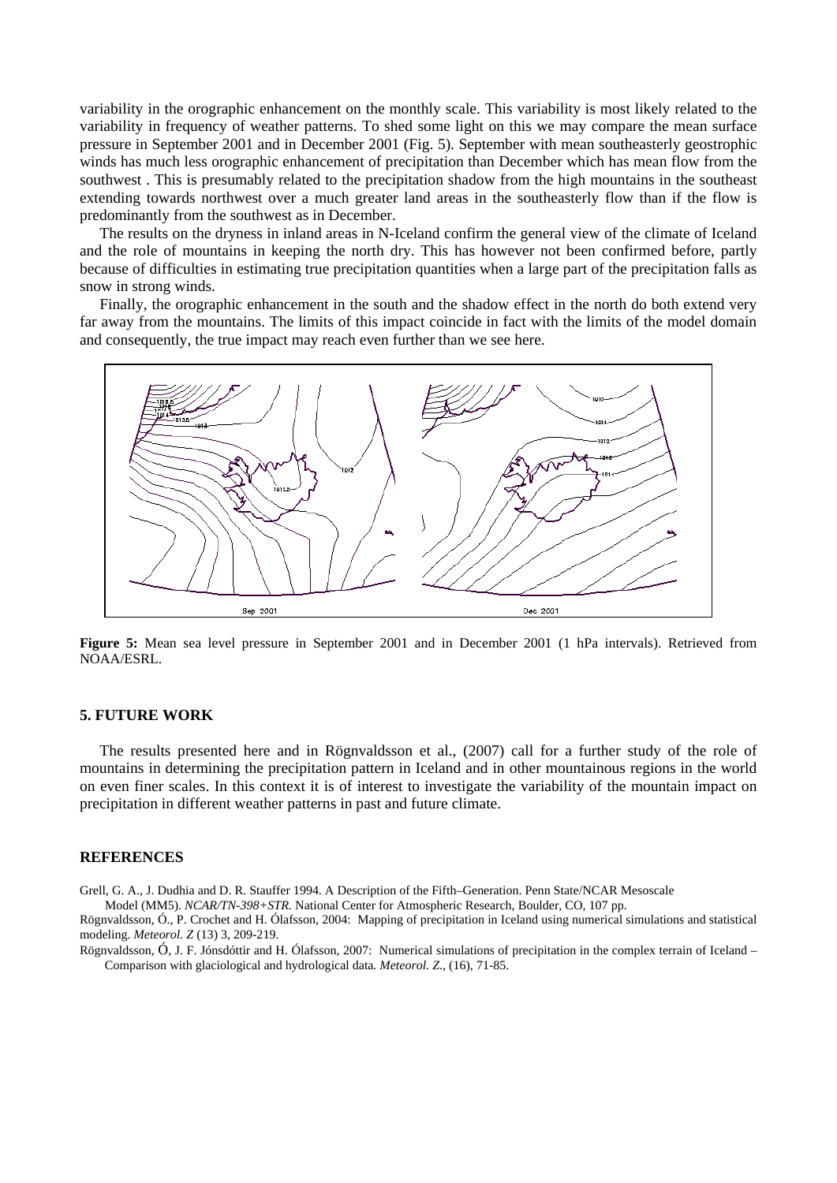variability in the orographic enhancement on the monthly scale. This variability is most likely related to the variability in frequency of weather patterns. To shed some light on this we may compare the mean surface pressure in September 2001 and in December 2001 (Fig. 5). September with mean southeasterly geostrophic winds has much less orographic enhancement of precipitation than December which has mean flow from the southwest . This is presumably related to the precipitation shadow from the high mountains in the southeast extending towards northwest over a much greater land areas in the southeasterly flow than if the flow is predominantly from the southwest as in December.

The results on the dryness in inland areas in N-Iceland confirm the general view of the climate of Iceland and the role of mountains in keeping the north dry. This has however not been confirmed before, partly because of difficulties in estimating true precipitation quantities when a large part of the precipitation falls as snow in strong winds.

Finally, the orographic enhancement in the south and the shadow effect in the north do both extend very far away from the mountains. The limits of this impact coincide in fact with the limits of the model domain and consequently, the true impact may reach even further than we see here.

1015.5
1014
1013.5
1013
1012
1012.5
Sep 2001

1013
1011
1012
1012
1011
Dec 2001

**Figure 5:** Mean sea level pressure in September 2001 and in December 2001 (1 hPa intervals). Retrieved from NOAA/ESRL.

## 5. FUTURE WORK

The results presented here and in Rögnvaldsson et al., (2007) call for a further study of the role of mountains in determining the precipitation pattern in Iceland and in other mountainous regions in the world on even finer scales. In this context it is of interest to investigate the variability of the mountain impact on precipitation in different weather patterns in past and future climate.

## REFERENCES

Grell, G. A., J. Dudhia and D. R. Stauffer 1994. A Description of the Fifth–Generation. Penn State/NCAR Mesoscale Model (MM5). *NCAR/TN-398+STR.* National Center for Atmospheric Research, Boulder, CO, 107 pp.

Rögnvaldsson, Ó., P. Crochet and H. Ólafsson, 2004: Mapping of precipitation in Iceland using numerical simulations and statistical modeling. *Meteorol. Z* (13) 3, 209-219.

Rögnvaldsson, Ó, J. F. Jónsdóttir and H. Ólafsson, 2007: Numerical simulations of precipitation in the complex terrain of Iceland – Comparison with glaciological and hydrological data*. Meteorol. Z.*, (16), 71-85.